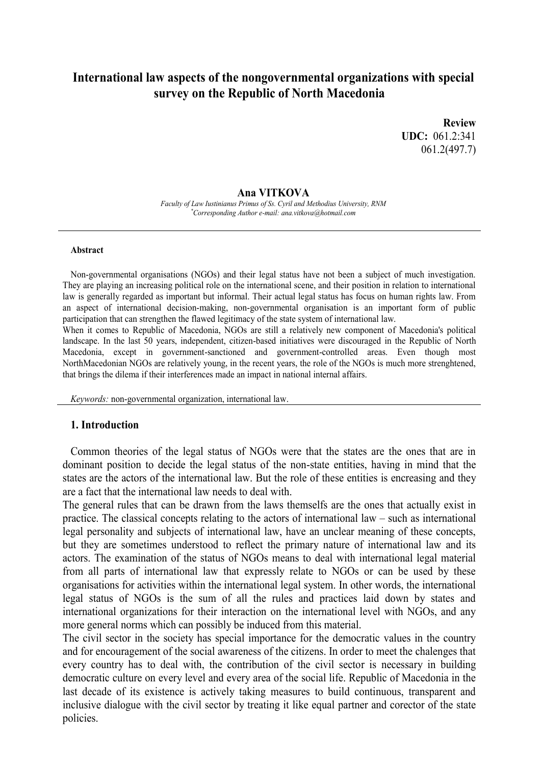# International law aspects of the nongovernmental organizations with special survey on the Republic of North Macedonia

**Review**
**UDC:** 061.2:341
061.2(497.7)

**Ana VITKOVA**

*Faculty of Law Iustinianus Primus of Ss. Cyril and Methodius University, RNM*
*[*]Corresponding Author e-mail: ana.vitkova@hotmail.com*

---

**Abstract**

Non-governmental organisations (NGOs) and their legal status have not been a subject of much investigation. They are playing an increasing political role on the international scene, and their position in relation to international law is generally regarded as important but informal. Their actual legal status has focus on human rights law. From an aspect of international decision-making, non-governmental organisation is an important form of public participation that can strengthen the flawed legitimacy of the state system of international law.

When it comes to Republic of Macedonia, NGOs are still a relatively new component of Macedonia's political landscape. In the last 50 years, independent, citizen-based initiatives were discouraged in the Republic of North Macedonia, except in government-sanctioned and government-controlled areas. Even though most NorthMacedonian NGOs are relatively young, in the recent years, the role of the NGOs is much more strenghtened, that brings the dilema if their interferences made an impact in national internal affairs.

*Keywords:* non-governmental organization, international law.

---

## 1. Introduction

Common theories of the legal status of NGOs were that the states are the ones that are in dominant position to decide the legal status of the non-state entities, having in mind that the states are the actors of the international law. But the role of these entities is encreasing and they are a fact that the international law needs to deal with.

The general rules that can be drawn from the laws themselfs are the ones that actually exist in practice. The classical concepts relating to the actors of international law – such as international legal personality and subjects of international law, have an unclear meaning of these concepts, but they are sometimes understood to reflect the primary nature of international law and its actors. The examination of the status of NGOs means to deal with international legal material from all parts of international law that expressly relate to NGOs or can be used by these organisations for activities within the international legal system. In other words, the international legal status of NGOs is the sum of all the rules and practices laid down by states and international organizations for their interaction on the international level with NGOs, and any more general norms which can possibly be induced from this material.

The civil sector in the society has special importance for the democratic values in the country and for encouragement of the social awareness of the citizens. In order to meet the chalenges that every country has to deal with, the contribution of the civil sector is necessary in building democratic culture on every level and every area of the social life. Republic of Macedonia in the last decade of its existence is actively taking measures to build continuous, transparent and inclusive dialogue with the civil sector by treating it like equal partner and corector of the state policies.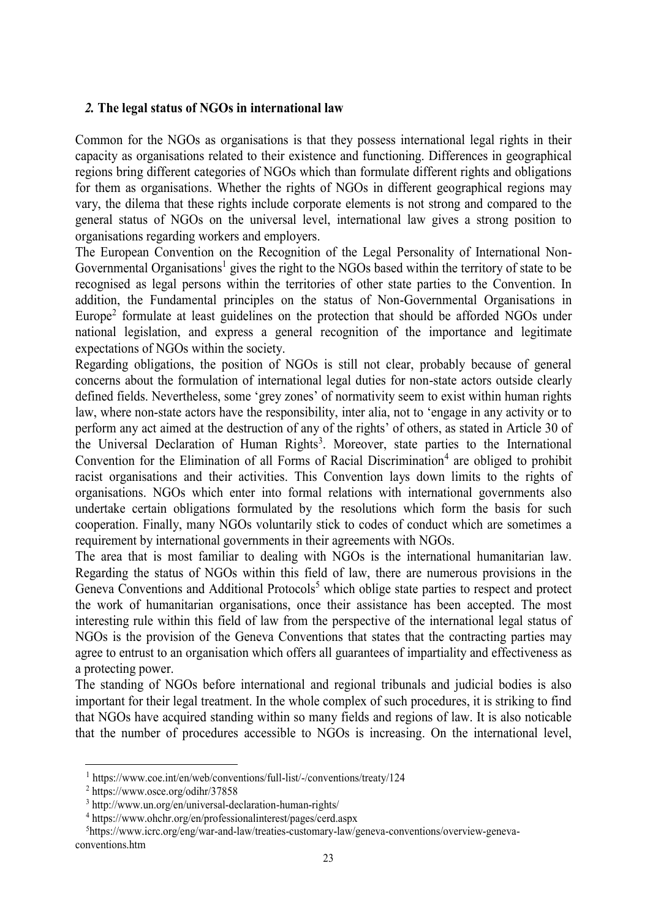## *2.* The legal status of NGOs in international law

Common for the NGOs as organisations is that they possess international legal rights in their capacity as organisations related to their existence and functioning. Differences in geographical regions bring different categories of NGOs which than formulate different rights and obligations for them as organisations. Whether the rights of NGOs in different geographical regions may vary, the dilema that these rights include corporate elements is not strong and compared to the general status of NGOs on the universal level, international law gives a strong position to organisations regarding workers and employers.

The European Convention on the Recognition of the Legal Personality of International Non-Governmental Organisations[1] gives the right to the NGOs based within the territory of state to be recognised as legal persons within the territories of other state parties to the Convention. In addition, the Fundamental principles on the status of Non-Governmental Organisations in Europe[2] formulate at least guidelines on the protection that should be afforded NGOs under national legislation, and express a general recognition of the importance and legitimate expectations of NGOs within the society.

Regarding obligations, the position of NGOs is still not clear, probably because of general concerns about the formulation of international legal duties for non-state actors outside clearly defined fields. Nevertheless, some 'grey zones' of normativity seem to exist within human rights law, where non-state actors have the responsibility, inter alia, not to 'engage in any activity or to perform any act aimed at the destruction of any of the rights' of others, as stated in Article 30 of the Universal Declaration of Human Rights[3]. Moreover, state parties to the International Convention for the Elimination of all Forms of Racial Discrimination[4] are obliged to prohibit racist organisations and their activities. This Convention lays down limits to the rights of organisations. NGOs which enter into formal relations with international governments also undertake certain obligations formulated by the resolutions which form the basis for such cooperation. Finally, many NGOs voluntarily stick to codes of conduct which are sometimes a requirement by international governments in their agreements with NGOs.

The area that is most familiar to dealing with NGOs is the international humanitarian law. Regarding the status of NGOs within this field of law, there are numerous provisions in the Geneva Conventions and Additional Protocols[5] which oblige state parties to respect and protect the work of humanitarian organisations, once their assistance has been accepted. The most interesting rule within this field of law from the perspective of the international legal status of NGOs is the provision of the Geneva Conventions that states that the contracting parties may agree to entrust to an organisation which offers all guarantees of impartiality and effectiveness as a protecting power.

The standing of NGOs before international and regional tribunals and judicial bodies is also important for their legal treatment. In the whole complex of such procedures, it is striking to find that NGOs have acquired standing within so many fields and regions of law. It is also noticable that the number of procedures accessible to NGOs is increasing. On the international level,

[1] https://www.coe.int/en/web/conventions/full-list/-/conventions/treaty/124

[2] https://www.osce.org/odihr/37858

[3] http://www.un.org/en/universal-declaration-human-rights/

[4] https://www.ohchr.org/en/professionalinterest/pages/cerd.aspx

[5] https://www.icrc.org/eng/war-and-law/treaties-customary-law/geneva-conventions/overview-geneva-conventions.htm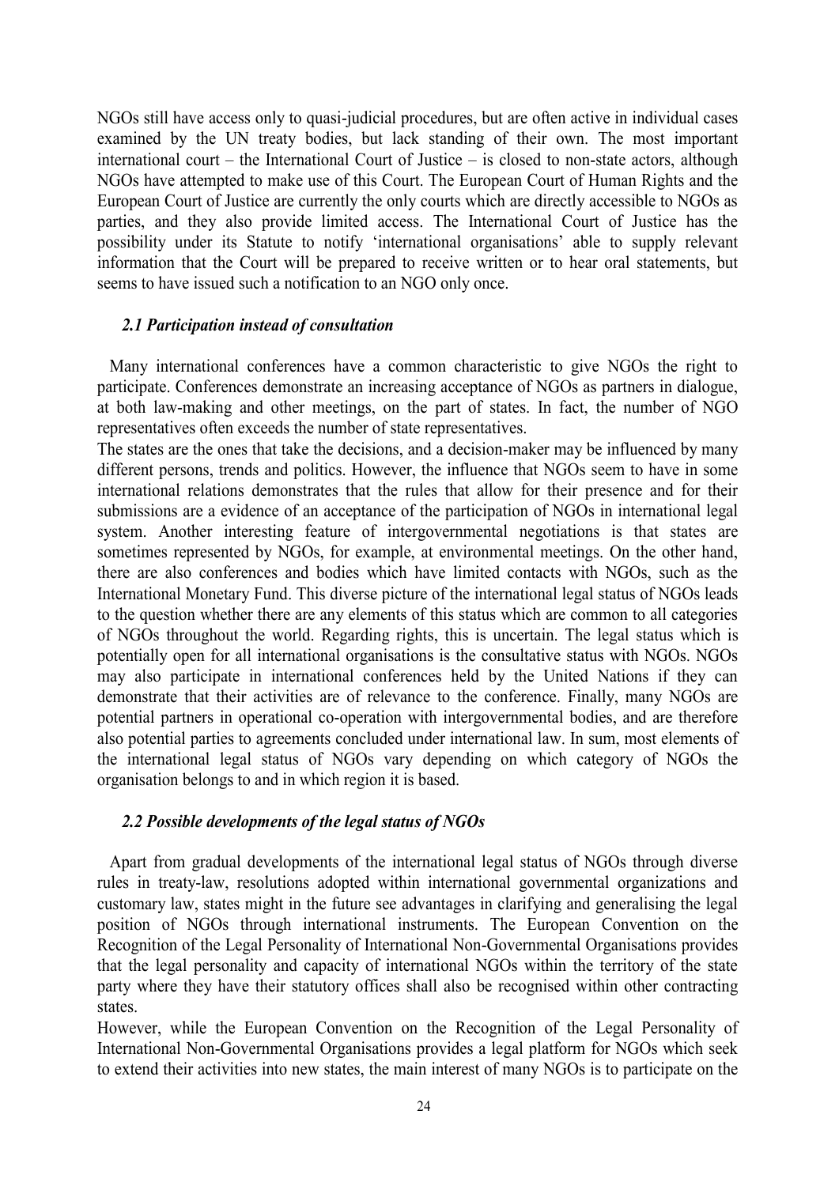NGOs still have access only to quasi-judicial procedures, but are often active in individual cases examined by the UN treaty bodies, but lack standing of their own. The most important international court – the International Court of Justice – is closed to non-state actors, although NGOs have attempted to make use of this Court. The European Court of Human Rights and the European Court of Justice are currently the only courts which are directly accessible to NGOs as parties, and they also provide limited access. The International Court of Justice has the possibility under its Statute to notify 'international organisations' able to supply relevant information that the Court will be prepared to receive written or to hear oral statements, but seems to have issued such a notification to an NGO only once.

### *2.1 Participation instead of consultation*

Many international conferences have a common characteristic to give NGOs the right to participate. Conferences demonstrate an increasing acceptance of NGOs as partners in dialogue, at both law-making and other meetings, on the part of states. In fact, the number of NGO representatives often exceeds the number of state representatives.

The states are the ones that take the decisions, and a decision-maker may be influenced by many different persons, trends and politics. However, the influence that NGOs seem to have in some international relations demonstrates that the rules that allow for their presence and for their submissions are a evidence of an acceptance of the participation of NGOs in international legal system. Another interesting feature of intergovernmental negotiations is that states are sometimes represented by NGOs, for example, at environmental meetings. On the other hand, there are also conferences and bodies which have limited contacts with NGOs, such as the International Monetary Fund. This diverse picture of the international legal status of NGOs leads to the question whether there are any elements of this status which are common to all categories of NGOs throughout the world. Regarding rights, this is uncertain. The legal status which is potentially open for all international organisations is the consultative status with NGOs. NGOs may also participate in international conferences held by the United Nations if they can demonstrate that their activities are of relevance to the conference. Finally, many NGOs are potential partners in operational co-operation with intergovernmental bodies, and are therefore also potential parties to agreements concluded under international law. In sum, most elements of the international legal status of NGOs vary depending on which category of NGOs the organisation belongs to and in which region it is based.

### *2.2 Possible developments of the legal status of NGOs*

Apart from gradual developments of the international legal status of NGOs through diverse rules in treaty-law, resolutions adopted within international governmental organizations and customary law, states might in the future see advantages in clarifying and generalising the legal position of NGOs through international instruments. The European Convention on the Recognition of the Legal Personality of International Non-Governmental Organisations provides that the legal personality and capacity of international NGOs within the territory of the state party where they have their statutory offices shall also be recognised within other contracting states.

However, while the European Convention on the Recognition of the Legal Personality of International Non-Governmental Organisations provides a legal platform for NGOs which seek to extend their activities into new states, the main interest of many NGOs is to participate on the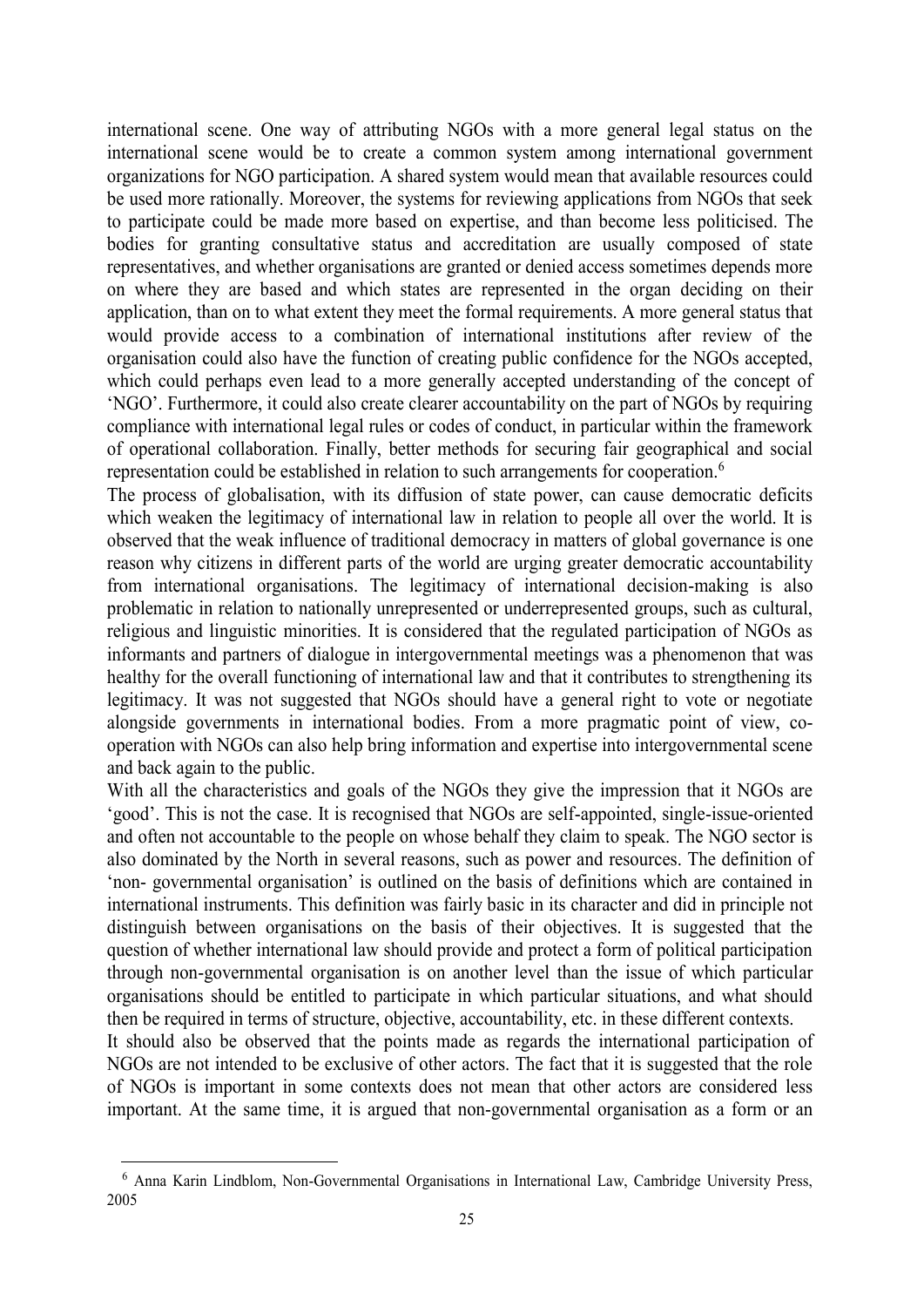international scene. One way of attributing NGOs with a more general legal status on the international scene would be to create a common system among international government organizations for NGO participation. A shared system would mean that available resources could be used more rationally. Moreover, the systems for reviewing applications from NGOs that seek to participate could be made more based on expertise, and than become less politicised. The bodies for granting consultative status and accreditation are usually composed of state representatives, and whether organisations are granted or denied access sometimes depends more on where they are based and which states are represented in the organ deciding on their application, than on to what extent they meet the formal requirements. A more general status that would provide access to a combination of international institutions after review of the organisation could also have the function of creating public confidence for the NGOs accepted, which could perhaps even lead to a more generally accepted understanding of the concept of 'NGO'. Furthermore, it could also create clearer accountability on the part of NGOs by requiring compliance with international legal rules or codes of conduct, in particular within the framework of operational collaboration. Finally, better methods for securing fair geographical and social representation could be established in relation to such arrangements for cooperation.[6]

The process of globalisation, with its diffusion of state power, can cause democratic deficits which weaken the legitimacy of international law in relation to people all over the world. It is observed that the weak influence of traditional democracy in matters of global governance is one reason why citizens in different parts of the world are urging greater democratic accountability from international organisations. The legitimacy of international decision-making is also problematic in relation to nationally unrepresented or underrepresented groups, such as cultural, religious and linguistic minorities. It is considered that the regulated participation of NGOs as informants and partners of dialogue in intergovernmental meetings was a phenomenon that was healthy for the overall functioning of international law and that it contributes to strengthening its legitimacy. It was not suggested that NGOs should have a general right to vote or negotiate alongside governments in international bodies. From a more pragmatic point of view, co-operation with NGOs can also help bring information and expertise into intergovernmental scene and back again to the public.

With all the characteristics and goals of the NGOs they give the impression that it NGOs are 'good'. This is not the case. It is recognised that NGOs are self-appointed, single-issue-oriented and often not accountable to the people on whose behalf they claim to speak. The NGO sector is also dominated by the North in several reasons, such as power and resources. The definition of 'non- governmental organisation' is outlined on the basis of definitions which are contained in international instruments. This definition was fairly basic in its character and did in principle not distinguish between organisations on the basis of their objectives. It is suggested that the question of whether international law should provide and protect a form of political participation through non-governmental organisation is on another level than the issue of which particular organisations should be entitled to participate in which particular situations, and what should then be required in terms of structure, objective, accountability, etc. in these different contexts.

It should also be observed that the points made as regards the international participation of NGOs are not intended to be exclusive of other actors. The fact that it is suggested that the role of NGOs is important in some contexts does not mean that other actors are considered less important. At the same time, it is argued that non-governmental organisation as a form or an

[6] Anna Karin Lindblom, Non-Governmental Organisations in International Law, Cambridge University Press, 2005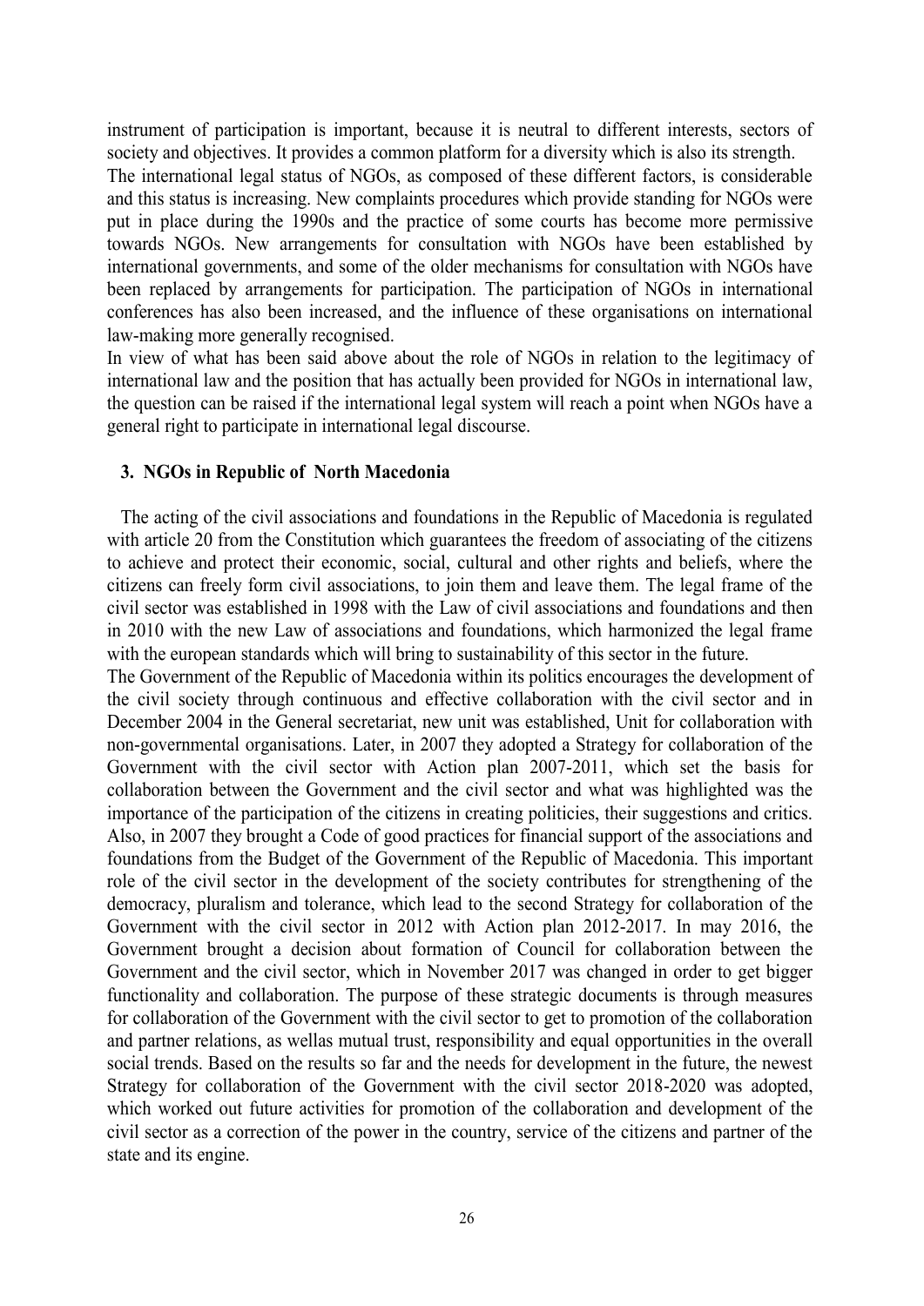instrument of participation is important, because it is neutral to different interests, sectors of society and objectives. It provides a common platform for a diversity which is also its strength.

The international legal status of NGOs, as composed of these different factors, is considerable and this status is increasing. New complaints procedures which provide standing for NGOs were put in place during the 1990s and the practice of some courts has become more permissive towards NGOs. New arrangements for consultation with NGOs have been established by international governments, and some of the older mechanisms for consultation with NGOs have been replaced by arrangements for participation. The participation of NGOs in international conferences has also been increased, and the influence of these organisations on international law-making more generally recognised.

In view of what has been said above about the role of NGOs in relation to the legitimacy of international law and the position that has actually been provided for NGOs in international law, the question can be raised if the international legal system will reach a point when NGOs have a general right to participate in international legal discourse.

### 3. NGOs in Republic of North Macedonia

The acting of the civil associations and foundations in the Republic of Macedonia is regulated with article 20 from the Constitution which guarantees the freedom of associating of the citizens to achieve and protect their economic, social, cultural and other rights and beliefs, where the citizens can freely form civil associations, to join them and leave them. The legal frame of the civil sector was established in 1998 with the Law of civil associations and foundations and then in 2010 with the new Law of associations and foundations, which harmonized the legal frame with the european standards which will bring to sustainability of this sector in the future.

The Government of the Republic of Macedonia within its politics encourages the development of the civil society through continuous and effective collaboration with the civil sector and in December 2004 in the General secretariat, new unit was established, Unit for collaboration with non-governmental organisations. Later, in 2007 they adopted a Strategy for collaboration of the Government with the civil sector with Action plan 2007-2011, which set the basis for collaboration between the Government and the civil sector and what was highlighted was the importance of the participation of the citizens in creating politicies, their suggestions and critics. Also, in 2007 they brought a Code of good practices for financial support of the associations and foundations from the Budget of the Government of the Republic of Macedonia. This important role of the civil sector in the development of the society contributes for strengthening of the democracy, pluralism and tolerance, which lead to the second Strategy for collaboration of the Government with the civil sector in 2012 with Action plan 2012-2017. In may 2016, the Government brought a decision about formation of Council for collaboration between the Government and the civil sector, which in November 2017 was changed in order to get bigger functionality and collaboration. The purpose of these strategic documents is through measures for collaboration of the Government with the civil sector to get to promotion of the collaboration and partner relations, as wellas mutual trust, responsibility and equal opportunities in the overall social trends. Based on the results so far and the needs for development in the future, the newest Strategy for collaboration of the Government with the civil sector 2018-2020 was adopted, which worked out future activities for promotion of the collaboration and development of the civil sector as a correction of the power in the country, service of the citizens and partner of the state and its engine.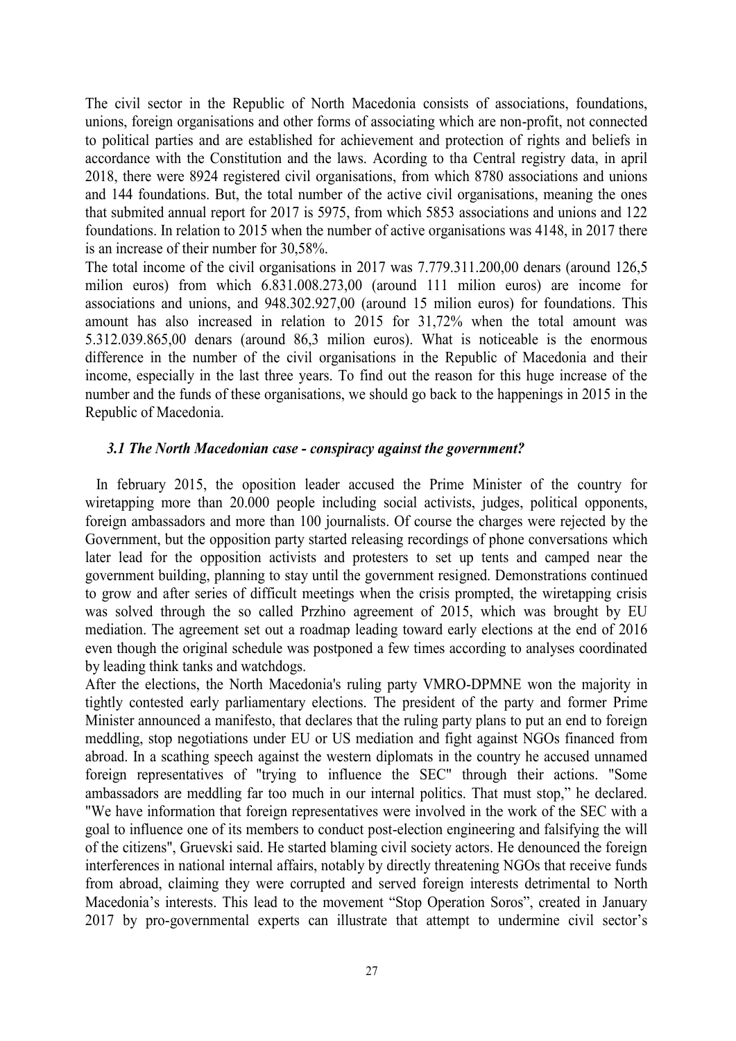The civil sector in the Republic of North Macedonia consists of associations, foundations, unions, foreign organisations and other forms of associating which are non-profit, not connected to political parties and are established for achievement and protection of rights and beliefs in accordance with the Constitution and the laws. Acording to tha Central registry data, in april 2018, there were 8924 registered civil organisations, from which 8780 associations and unions and 144 foundations. But, the total number of the active civil organisations, meaning the ones that submited annual report for 2017 is 5975, from which 5853 associations and unions and 122 foundations. In relation to 2015 when the number of active organisations was 4148, in 2017 there is an increase of their number for 30,58%.

The total income of the civil organisations in 2017 was 7.779.311.200,00 denars (around 126,5 milion euros) from which 6.831.008.273,00 (around 111 milion euros) are income for associations and unions, and 948.302.927,00 (around 15 milion euros) for foundations. This amount has also increased in relation to 2015 for 31,72% when the total amount was 5.312.039.865,00 denars (around 86,3 milion euros). What is noticeable is the enormous difference in the number of the civil organisations in the Republic of Macedonia and their income, especially in the last three years. To find out the reason for this huge increase of the number and the funds of these organisations, we should go back to the happenings in 2015 in the Republic of Macedonia.

### *3.1 The North Macedonian case - conspiracy against the government?*

In february 2015, the oposition leader accused the Prime Minister of the country for wiretapping more than 20.000 people including social activists, judges, political opponents, foreign ambassadors and more than 100 journalists. Of course the charges were rejected by the Government, but the opposition party started releasing recordings of phone conversations which later lead for the opposition activists and protesters to set up tents and camped near the government building, planning to stay until the government resigned. Demonstrations continued to grow and after series of difficult meetings when the crisis prompted, the wiretapping crisis was solved through the so called Przhino agreement of 2015, which was brought by EU mediation. The agreement set out a roadmap leading toward early elections at the end of 2016 even though the original schedule was postponed a few times according to analyses coordinated by leading think tanks and watchdogs.

After the elections, the North Macedonia's ruling party VMRO-DPMNE won the majority in tightly contested early parliamentary elections. The president of the party and former Prime Minister announced a manifesto, that declares that the ruling party plans to put an end to foreign meddling, stop negotiations under EU or US mediation and fight against NGOs financed from abroad. In a scathing speech against the western diplomats in the country he accused unnamed foreign representatives of "trying to influence the SEC" through their actions. "Some ambassadors are meddling far too much in our internal politics. That must stop," he declared. "We have information that foreign representatives were involved in the work of the SEC with a goal to influence one of its members to conduct post-election engineering and falsifying the will of the citizens", Gruevski said. He started blaming civil society actors. He denounced the foreign interferences in national internal affairs, notably by directly threatening NGOs that receive funds from abroad, claiming they were corrupted and served foreign interests detrimental to North Macedonia's interests. This lead to the movement "Stop Operation Soros", created in January 2017 by pro-governmental experts can illustrate that attempt to undermine civil sector's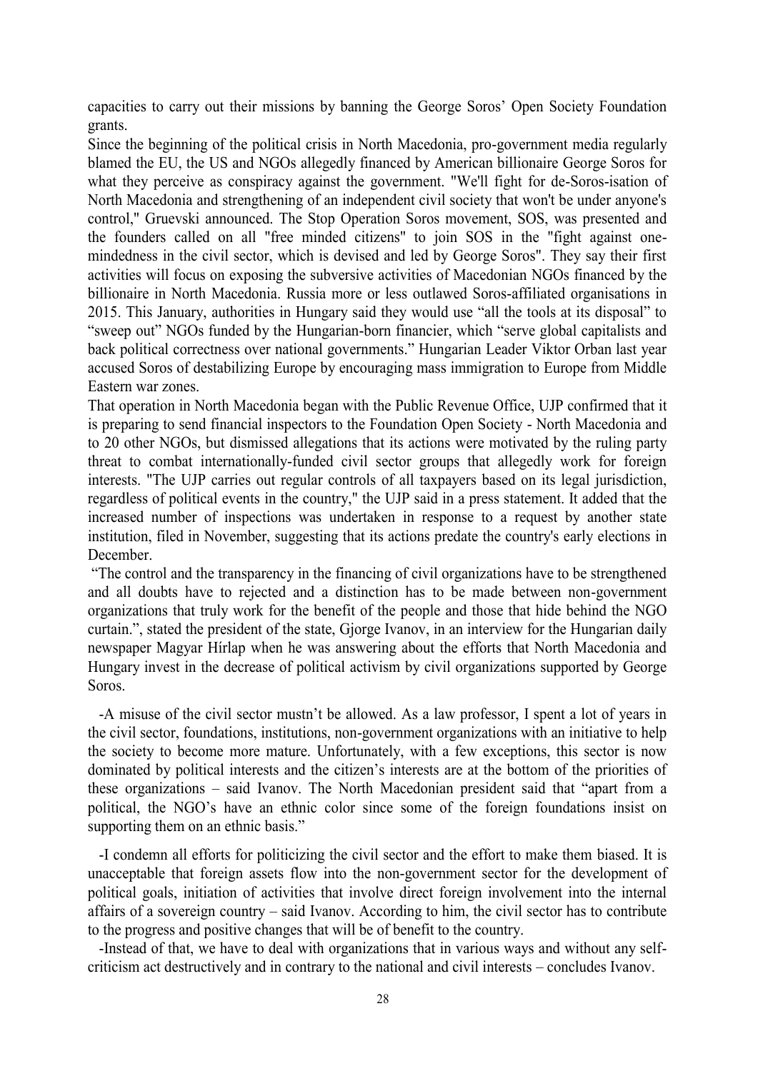capacities to carry out their missions by banning the George Soros' Open Society Foundation grants.

Since the beginning of the political crisis in North Macedonia, pro-government media regularly blamed the EU, the US and NGOs allegedly financed by American billionaire George Soros for what they perceive as conspiracy against the government. "We'll fight for de-Soros-isation of North Macedonia and strengthening of an independent civil society that won't be under anyone's control," Gruevski announced. The Stop Operation Soros movement, SOS, was presented and the founders called on all "free minded citizens" to join SOS in the "fight against one-mindedness in the civil sector, which is devised and led by George Soros". They say their first activities will focus on exposing the subversive activities of Macedonian NGOs financed by the billionaire in North Macedonia. Russia more or less outlawed Soros-affiliated organisations in 2015. This January, authorities in Hungary said they would use "all the tools at its disposal" to "sweep out" NGOs funded by the Hungarian-born financier, which "serve global capitalists and back political correctness over national governments." Hungarian Leader Viktor Orban last year accused Soros of destabilizing Europe by encouraging mass immigration to Europe from Middle Eastern war zones.

That operation in North Macedonia began with the Public Revenue Office, UJP confirmed that it is preparing to send financial inspectors to the Foundation Open Society - North Macedonia and to 20 other NGOs, but dismissed allegations that its actions were motivated by the ruling party threat to combat internationally-funded civil sector groups that allegedly work for foreign interests. "The UJP carries out regular controls of all taxpayers based on its legal jurisdiction, regardless of political events in the country," the UJP said in a press statement. It added that the increased number of inspections was undertaken in response to a request by another state institution, filed in November, suggesting that its actions predate the country's early elections in December.

"The control and the transparency in the financing of civil organizations have to be strengthened and all doubts have to rejected and a distinction has to be made between non-government organizations that truly work for the benefit of the people and those that hide behind the NGO curtain.", stated the president of the state, Gjorge Ivanov, in an interview for the Hungarian daily newspaper Magyar Hírlap when he was answering about the efforts that North Macedonia and Hungary invest in the decrease of political activism by civil organizations supported by George Soros.

-A misuse of the civil sector mustn't be allowed. As a law professor, I spent a lot of years in the civil sector, foundations, institutions, non-government organizations with an initiative to help the society to become more mature. Unfortunately, with a few exceptions, this sector is now dominated by political interests and the citizen's interests are at the bottom of the priorities of these organizations – said Ivanov. The North Macedonian president said that "apart from a political, the NGO's have an ethnic color since some of the foreign foundations insist on supporting them on an ethnic basis."

-I condemn all efforts for politicizing the civil sector and the effort to make them biased. It is unacceptable that foreign assets flow into the non-government sector for the development of political goals, initiation of activities that involve direct foreign involvement into the internal affairs of a sovereign country – said Ivanov. According to him, the civil sector has to contribute to the progress and positive changes that will be of benefit to the country.

-Instead of that, we have to deal with organizations that in various ways and without any self-criticism act destructively and in contrary to the national and civil interests – concludes Ivanov.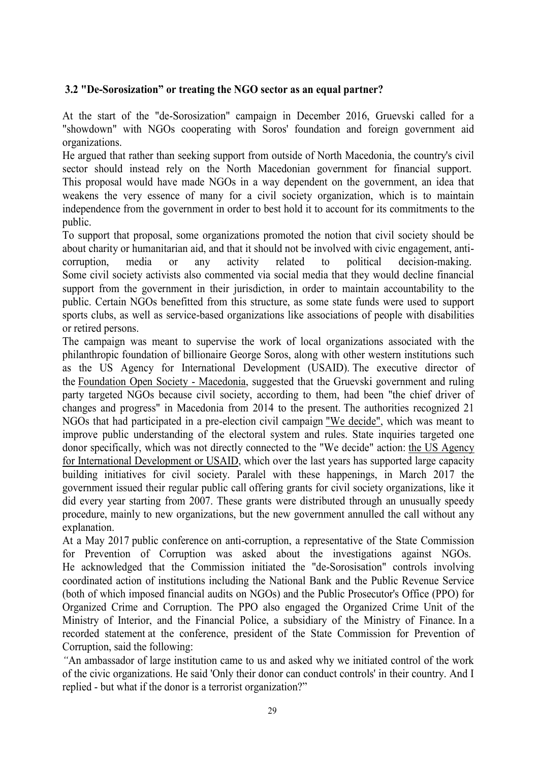### 3.2 "De-Sorosization" or treating the NGO sector as an equal partner?

At the start of the "de-Sorosization" campaign in December 2016, Gruevski called for a "showdown" with NGOs cooperating with Soros' foundation and foreign government aid organizations.

He argued that rather than seeking support from outside of North Macedonia, the country's civil sector should instead rely on the North Macedonian government for financial support. This proposal would have made NGOs in a way dependent on the government, an idea that weakens the very essence of many for a civil society organization, which is to maintain independence from the government in order to best hold it to account for its commitments to the public.

To support that proposal, some organizations promoted the notion that civil society should be about charity or humanitarian aid, and that it should not be involved with civic engagement, anti-corruption, media or any activity related to political decision-making. Some civil society activists also commented via social media that they would decline financial support from the government in their jurisdiction, in order to maintain accountability to the public. Certain NGOs benefitted from this structure, as some state funds were used to support sports clubs, as well as service-based organizations like associations of people with disabilities or retired persons.

The campaign was meant to supervise the work of local organizations associated with the philanthropic foundation of billionaire George Soros, along with other western institutions such as the US Agency for International Development (USAID). The executive director of the Foundation Open Society - Macedonia, suggested that the Gruevski government and ruling party targeted NGOs because civil society, according to them, had been "the chief driver of changes and progress" in Macedonia from 2014 to the present. The authorities recognized 21 NGOs that had participated in a pre-election civil campaign "We decide", which was meant to improve public understanding of the electoral system and rules. State inquiries targeted one donor specifically, which was not directly connected to the "We decide" action: the US Agency for International Development or USAID, which over the last years has supported large capacity building initiatives for civil society. Paralel with these happenings, in March 2017 the government issued their regular public call offering grants for civil society organizations, like it did every year starting from 2007. These grants were distributed through an unusually speedy procedure, mainly to new organizations, but the new government annulled the call without any explanation.

At a May 2017 public conference on anti-corruption, a representative of the State Commission for Prevention of Corruption was asked about the investigations against NGOs. He acknowledged that the Commission initiated the "de-Sorosisation" controls involving coordinated action of institutions including the National Bank and the Public Revenue Service (both of which imposed financial audits on NGOs) and the Public Prosecutor's Office (PPO) for Organized Crime and Corruption. The PPO also engaged the Organized Crime Unit of the Ministry of Interior, and the Financial Police, a subsidiary of the Ministry of Finance. In a recorded statement at the conference, president of the State Commission for Prevention of Corruption, said the following:

*"*An ambassador of large institution came to us and asked why we initiated control of the work of the civic organizations. He said 'Only their donor can conduct controls' in their country. And I replied - but what if the donor is a terrorist organization?"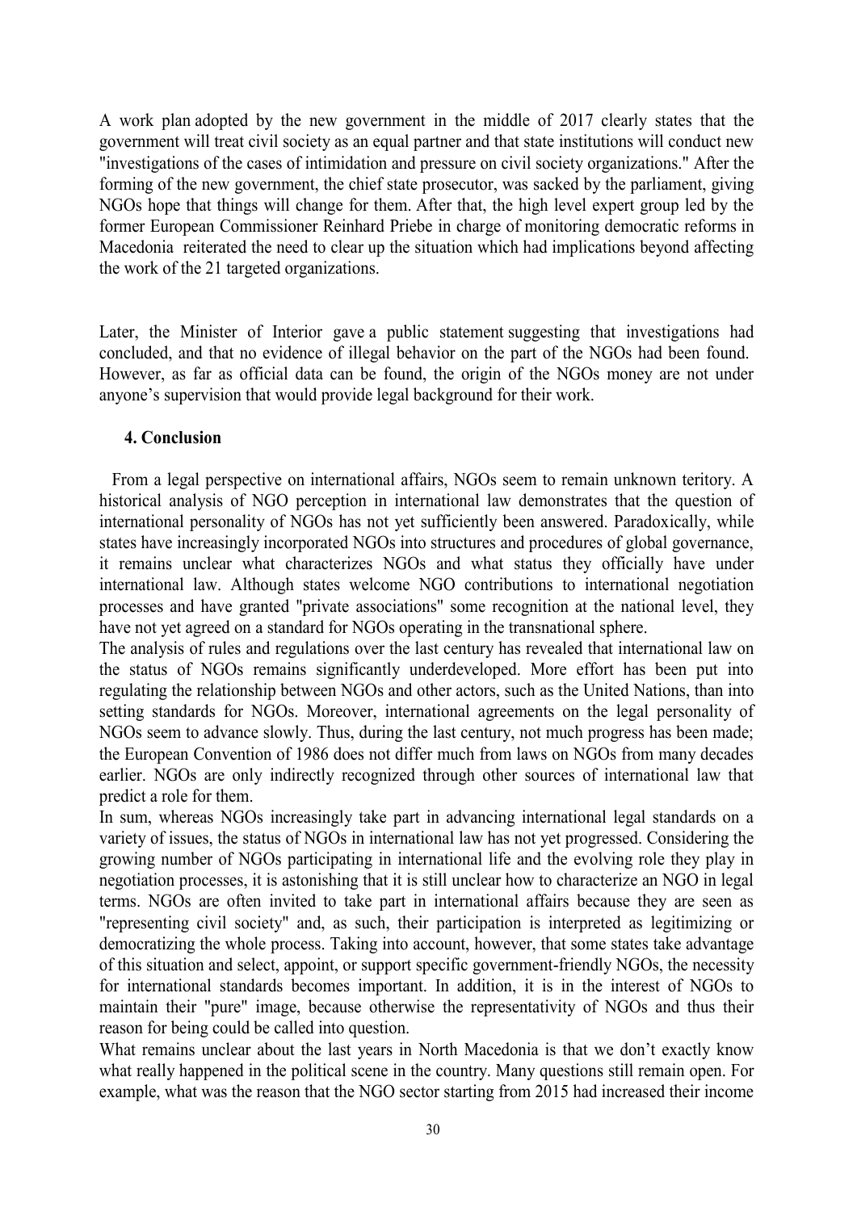A work plan adopted by the new government in the middle of 2017 clearly states that the government will treat civil society as an equal partner and that state institutions will conduct new "investigations of the cases of intimidation and pressure on civil society organizations." After the forming of the new government, the chief state prosecutor, was sacked by the parliament, giving NGOs hope that things will change for them. After that, the high level expert group led by the former European Commissioner Reinhard Priebe in charge of monitoring democratic reforms in Macedonia reiterated the need to clear up the situation which had implications beyond affecting the work of the 21 targeted organizations.

Later, the Minister of Interior gave a public statement suggesting that investigations had concluded, and that no evidence of illegal behavior on the part of the NGOs had been found. However, as far as official data can be found, the origin of the NGOs money are not under anyone's supervision that would provide legal background for their work.

## 4. Conclusion

From a legal perspective on international affairs, NGOs seem to remain unknown teritory. A historical analysis of NGO perception in international law demonstrates that the question of international personality of NGOs has not yet sufficiently been answered. Paradoxically, while states have increasingly incorporated NGOs into structures and procedures of global governance, it remains unclear what characterizes NGOs and what status they officially have under international law. Although states welcome NGO contributions to international negotiation processes and have granted "private associations" some recognition at the national level, they have not yet agreed on a standard for NGOs operating in the transnational sphere.

The analysis of rules and regulations over the last century has revealed that international law on the status of NGOs remains significantly underdeveloped. More effort has been put into regulating the relationship between NGOs and other actors, such as the United Nations, than into setting standards for NGOs. Moreover, international agreements on the legal personality of NGOs seem to advance slowly. Thus, during the last century, not much progress has been made; the European Convention of 1986 does not differ much from laws on NGOs from many decades earlier. NGOs are only indirectly recognized through other sources of international law that predict a role for them.

In sum, whereas NGOs increasingly take part in advancing international legal standards on a variety of issues, the status of NGOs in international law has not yet progressed. Considering the growing number of NGOs participating in international life and the evolving role they play in negotiation processes, it is astonishing that it is still unclear how to characterize an NGO in legal terms. NGOs are often invited to take part in international affairs because they are seen as "representing civil society" and, as such, their participation is interpreted as legitimizing or democratizing the whole process. Taking into account, however, that some states take advantage of this situation and select, appoint, or support specific government-friendly NGOs, the necessity for international standards becomes important. In addition, it is in the interest of NGOs to maintain their "pure" image, because otherwise the representativity of NGOs and thus their reason for being could be called into question.

What remains unclear about the last years in North Macedonia is that we don't exactly know what really happened in the political scene in the country. Many questions still remain open. For example, what was the reason that the NGO sector starting from 2015 had increased their income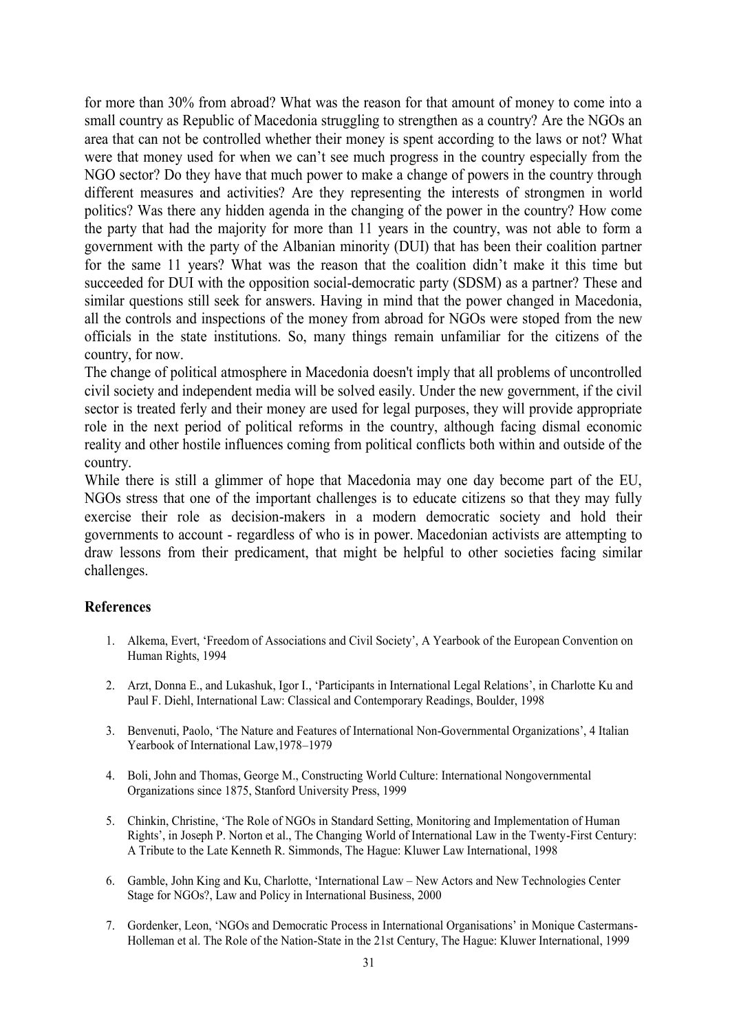for more than 30% from abroad? What was the reason for that amount of money to come into a small country as Republic of Macedonia struggling to strengthen as a country? Are the NGOs an area that can not be controlled whether their money is spent according to the laws or not? What were that money used for when we can't see much progress in the country especially from the NGO sector? Do they have that much power to make a change of powers in the country through different measures and activities? Are they representing the interests of strongmen in world politics? Was there any hidden agenda in the changing of the power in the country? How come the party that had the majority for more than 11 years in the country, was not able to form a government with the party of the Albanian minority (DUI) that has been their coalition partner for the same 11 years? What was the reason that the coalition didn't make it this time but succeeded for DUI with the opposition social-democratic party (SDSM) as a partner? These and similar questions still seek for answers. Having in mind that the power changed in Macedonia, all the controls and inspections of the money from abroad for NGOs were stoped from the new officials in the state institutions. So, many things remain unfamiliar for the citizens of the country, for now.

The change of political atmosphere in Macedonia doesn't imply that all problems of uncontrolled civil society and independent media will be solved easily. Under the new government, if the civil sector is treated ferly and their money are used for legal purposes, they will provide appropriate role in the next period of political reforms in the country, although facing dismal economic reality and other hostile influences coming from political conflicts both within and outside of the country.

While there is still a glimmer of hope that Macedonia may one day become part of the EU, NGOs stress that one of the important challenges is to educate citizens so that they may fully exercise their role as decision-makers in a modern democratic society and hold their governments to account - regardless of who is in power. Macedonian activists are attempting to draw lessons from their predicament, that might be helpful to other societies facing similar challenges.

## References

1. Alkema, Evert, 'Freedom of Associations and Civil Society', A Yearbook of the European Convention on Human Rights, 1994
2. Arzt, Donna E., and Lukashuk, Igor I., 'Participants in International Legal Relations', in Charlotte Ku and Paul F. Diehl, International Law: Classical and Contemporary Readings, Boulder, 1998
3. Benvenuti, Paolo, 'The Nature and Features of International Non-Governmental Organizations', 4 Italian Yearbook of International Law,1978–1979
4. Boli, John and Thomas, George M., Constructing World Culture: International Nongovernmental Organizations since 1875, Stanford University Press, 1999
5. Chinkin, Christine, 'The Role of NGOs in Standard Setting, Monitoring and Implementation of Human Rights', in Joseph P. Norton et al., The Changing World of International Law in the Twenty-First Century: A Tribute to the Late Kenneth R. Simmonds, The Hague: Kluwer Law International, 1998
6. Gamble, John King and Ku, Charlotte, 'International Law – New Actors and New Technologies Center Stage for NGOs?, Law and Policy in International Business, 2000
7. Gordenker, Leon, 'NGOs and Democratic Process in International Organisations' in Monique Castermans-Holleman et al. The Role of the Nation-State in the 21st Century, The Hague: Kluwer International, 1999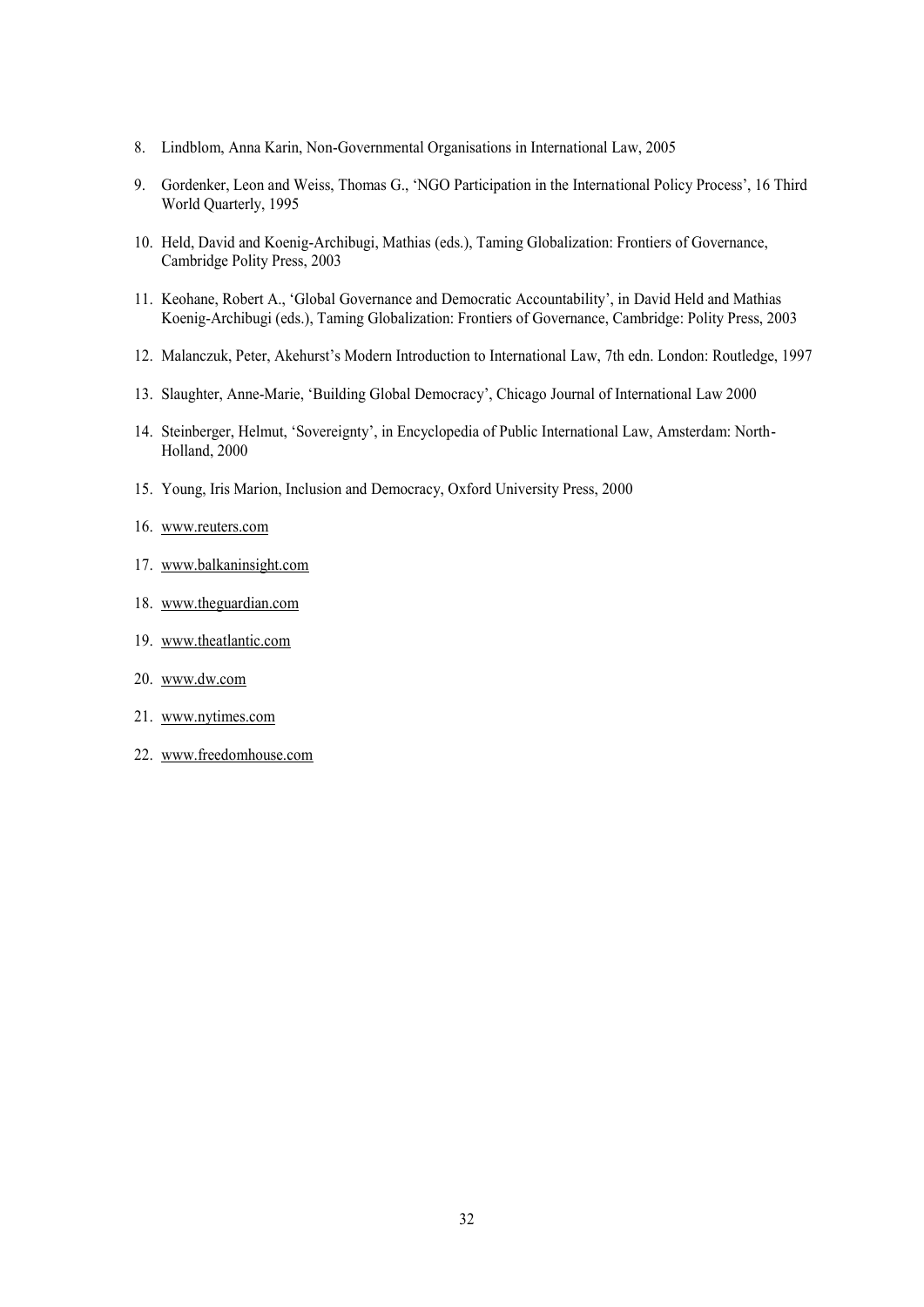8. Lindblom, Anna Karin, Non-Governmental Organisations in International Law, 2005
9. Gordenker, Leon and Weiss, Thomas G., 'NGO Participation in the International Policy Process', 16 Third World Quarterly, 1995
10. Held, David and Koenig-Archibugi, Mathias (eds.), Taming Globalization: Frontiers of Governance, Cambridge Polity Press, 2003
11. Keohane, Robert A., 'Global Governance and Democratic Accountability', in David Held and Mathias Koenig-Archibugi (eds.), Taming Globalization: Frontiers of Governance, Cambridge: Polity Press, 2003
12. Malanczuk, Peter, Akehurst's Modern Introduction to International Law, 7th edn. London: Routledge, 1997
13. Slaughter, Anne-Marie, 'Building Global Democracy', Chicago Journal of International Law 2000
14. Steinberger, Helmut, 'Sovereignty', in Encyclopedia of Public International Law, Amsterdam: North-Holland, 2000
15. Young, Iris Marion, Inclusion and Democracy, Oxford University Press, 2000
16. www.reuters.com
17. www.balkaninsight.com
18. www.theguardian.com
19. www.theatlantic.com
20. www.dw.com
21. www.nytimes.com
22. www.freedomhouse.com